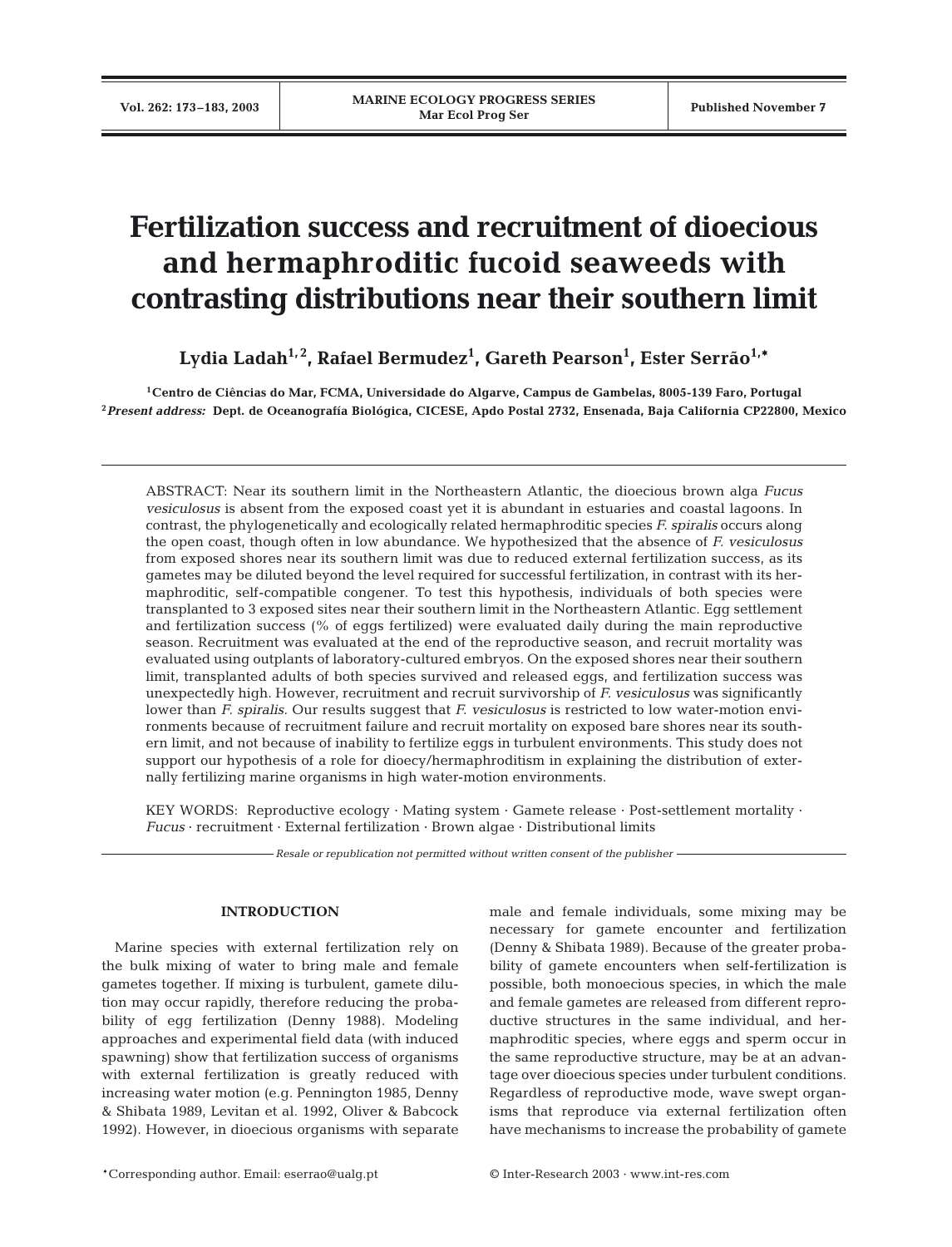# Fertilization success and recruitment of dioecious and hermaphroditic fucoid seaweeds with contrasting distributions near their southern limit

**Lydia Ladah[1,2], Rafael Bermudez[1], Gareth Pearson[1], Ester Serrão[1,*]**

[1]Centro de Ciências do Mar, FCMA, Universidade do Algarve, Campus de Gambelas, 8005-139 Faro, Portugal
[2]*Present address:* Dept. de Oceanografía Biológica, CICESE, Apdo Postal 2732, Ensenada, Baja California CP22800, Mexico

ABSTRACT: Near its southern limit in the Northeastern Atlantic, the dioecious brown alga *Fucus vesiculosus* is absent from the exposed coast yet it is abundant in estuaries and coastal lagoons. In contrast, the phylogenetically and ecologically related hermaphroditic species *F. spiralis* occurs along the open coast, though often in low abundance. We hypothesized that the absence of *F. vesiculosus* from exposed shores near its southern limit was due to reduced external fertilization success, as its gametes may be diluted beyond the level required for successful fertilization, in contrast with its hermaphroditic, self-compatible congener. To test this hypothesis, individuals of both species were transplanted to 3 exposed sites near their southern limit in the Northeastern Atlantic. Egg settlement and fertilization success (% of eggs fertilized) were evaluated daily during the main reproductive season. Recruitment was evaluated at the end of the reproductive season, and recruit mortality was evaluated using outplants of laboratory-cultured embryos. On the exposed shores near their southern limit, transplanted adults of both species survived and released eggs, and fertilization success was unexpectedly high. However, recruitment and recruit survivorship of *F. vesiculosus* was significantly lower than *F. spiralis*. Our results suggest that *F. vesiculosus* is restricted to low water-motion environments because of recruitment failure and recruit mortality on exposed bare shores near its southern limit, and not because of inability to fertilize eggs in turbulent environments. This study does not support our hypothesis of a role for dioecy/hermaphroditism in explaining the distribution of externally fertilizing marine organisms in high water-motion environments.

KEY WORDS: Reproductive ecology · Mating system · Gamete release · Post-settlement mortality · *Fucus* · recruitment · External fertilization · Brown algae · Distributional limits

*Resale or republication not permitted without written consent of the publisher*

## INTRODUCTION

Marine species with external fertilization rely on the bulk mixing of water to bring male and female gametes together. If mixing is turbulent, gamete dilution may occur rapidly, therefore reducing the probability of egg fertilization (Denny 1988). Modeling approaches and experimental field data (with induced spawning) show that fertilization success of organisms with external fertilization is greatly reduced with increasing water motion (e.g. Pennington 1985, Denny & Shibata 1989, Levitan et al. 1992, Oliver & Babcock 1992). However, in dioecious organisms with separate male and female individuals, some mixing may be necessary for gamete encounter and fertilization (Denny & Shibata 1989). Because of the greater probability of gamete encounters when self-fertilization is possible, both monoecious species, in which the male and female gametes are released from different reproductive structures in the same individual, and hermaphroditic species, where eggs and sperm occur in the same reproductive structure, may be at an advantage over dioecious species under turbulent conditions. Regardless of reproductive mode, wave swept organisms that reproduce via external fertilization often have mechanisms to increase the probability of gamete

*Corresponding author. Email: eserrao@ualg.pt

© Inter-Research 2003 · www.int-res.com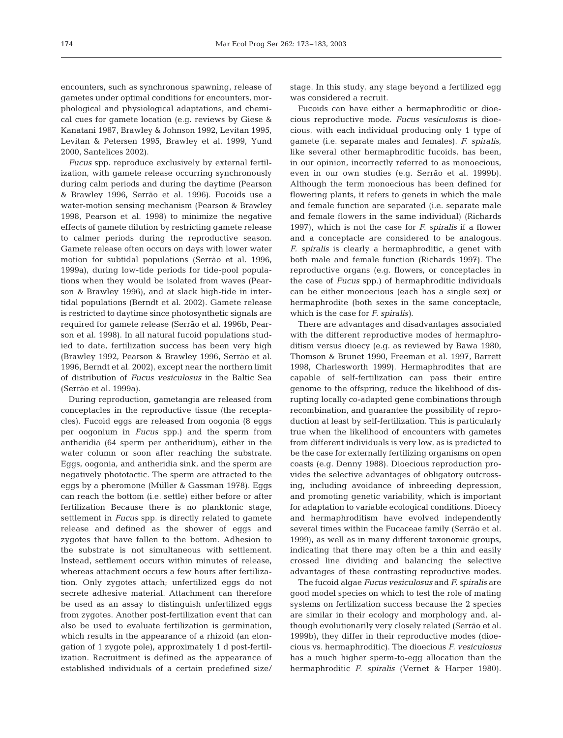encounters, such as synchronous spawning, release of gametes under optimal conditions for encounters, morphological and physiological adaptations, and chemical cues for gamete location (e.g. reviews by Giese & Kanatani 1987, Brawley & Johnson 1992, Levitan 1995, Levitan & Petersen 1995, Brawley et al. 1999, Yund 2000, Santelices 2002).

*Fucus* spp. reproduce exclusively by external fertilization, with gamete release occurring synchronously during calm periods and during the daytime (Pearson & Brawley 1996, Serrão et al. 1996). Fucoids use a water-motion sensing mechanism (Pearson & Brawley 1998, Pearson et al. 1998) to minimize the negative effects of gamete dilution by restricting gamete release to calmer periods during the reproductive season. Gamete release often occurs on days with lower water motion for subtidal populations (Serrão et al. 1996, 1999a), during low-tide periods for tide-pool populations when they would be isolated from waves (Pearson & Brawley 1996), and at slack high-tide in intertidal populations (Berndt et al. 2002). Gamete release is restricted to daytime since photosynthetic signals are required for gamete release (Serrão et al. 1996b, Pearson et al. 1998). In all natural fucoid populations studied to date, fertilization success has been very high (Brawley 1992, Pearson & Brawley 1996, Serrão et al. 1996, Berndt et al. 2002), except near the northern limit of distribution of *Fucus vesiculosus* in the Baltic Sea (Serrão et al. 1999a).

During reproduction, gametangia are released from conceptacles in the reproductive tissue (the receptacles). Fucoid eggs are released from oogonia (8 eggs per oogonium in *Fucus* spp.) and the sperm from antheridia (64 sperm per antheridium), either in the water column or soon after reaching the substrate. Eggs, oogonia, and antheridia sink, and the sperm are negatively phototactic. The sperm are attracted to the eggs by a pheromone (Müller & Gassman 1978). Eggs can reach the bottom (i.e. settle) either before or after fertilization Because there is no planktonic stage, settlement in *Fucus* spp. is directly related to gamete release and defined as the shower of eggs and zygotes that have fallen to the bottom. Adhesion to the substrate is not simultaneous with settlement. Instead, settlement occurs within minutes of release, whereas attachment occurs a few hours after fertilization. Only zygotes attach; unfertilized eggs do not secrete adhesive material. Attachment can therefore be used as an assay to distinguish unfertilized eggs from zygotes. Another post-fertilization event that can also be used to evaluate fertilization is germination, which results in the appearance of a rhizoid (an elongation of 1 zygote pole), approximately 1 d post-fertilization. Recruitment is defined as the appearance of established individuals of a certain predefined size/stage. In this study, any stage beyond a fertilized egg was considered a recruit.

Fucoids can have either a hermaphroditic or dioecious reproductive mode. *Fucus vesiculosus* is dioecious, with each individual producing only 1 type of gamete (i.e. separate males and females). *F. spiralis*, like several other hermaphroditic fucoids, has been, in our opinion, incorrectly referred to as monoecious, even in our own studies (e.g. Serrão et al. 1999b). Although the term monoecious has been defined for flowering plants, it refers to genets in which the male and female function are separated (i.e. separate male and female flowers in the same individual) (Richards 1997), which is not the case for *F. spiralis* if a flower and a conceptacle are considered to be analogous. *F. spiralis* is clearly a hermaphroditic, a genet with both male and female function (Richards 1997). The reproductive organs (e.g. flowers, or conceptacles in the case of *Fucus* spp.) of hermaphroditic individuals can be either monoecious (each has a single sex) or hermaphrodite (both sexes in the same conceptacle, which is the case for *F. spiralis*).

There are advantages and disadvantages associated with the different reproductive modes of hermaphroditism versus dioecy (e.g. as reviewed by Bawa 1980, Thomson & Brunet 1990, Freeman et al. 1997, Barrett 1998, Charlesworth 1999). Hermaphrodites that are capable of self-fertilization can pass their entire genome to the offspring, reduce the likelihood of disrupting locally co-adapted gene combinations through recombination, and guarantee the possibility of reproduction at least by self-fertilization. This is particularly true when the likelihood of encounters with gametes from different individuals is very low, as is predicted to be the case for externally fertilizing organisms on open coasts (e.g. Denny 1988). Dioecious reproduction provides the selective advantages of obligatory outcrossing, including avoidance of inbreeding depression, and promoting genetic variability, which is important for adaptation to variable ecological conditions. Dioecy and hermaphroditism have evolved independently several times within the Fucaceae family (Serrão et al. 1999), as well as in many different taxonomic groups, indicating that there may often be a thin and easily crossed line dividing and balancing the selective advantages of these contrasting reproductive modes.

The fucoid algae *Fucus vesiculosus* and *F. spiralis* are good model species on which to test the role of mating systems on fertilization success because the 2 species are similar in their ecology and morphology and, although evolutionarily very closely related (Serrão et al. 1999b), they differ in their reproductive modes (dioecious vs. hermaphroditic). The dioecious *F. vesiculosus* has a much higher sperm-to-egg allocation than the hermaphroditic *F. spiralis* (Vernet & Harper 1980).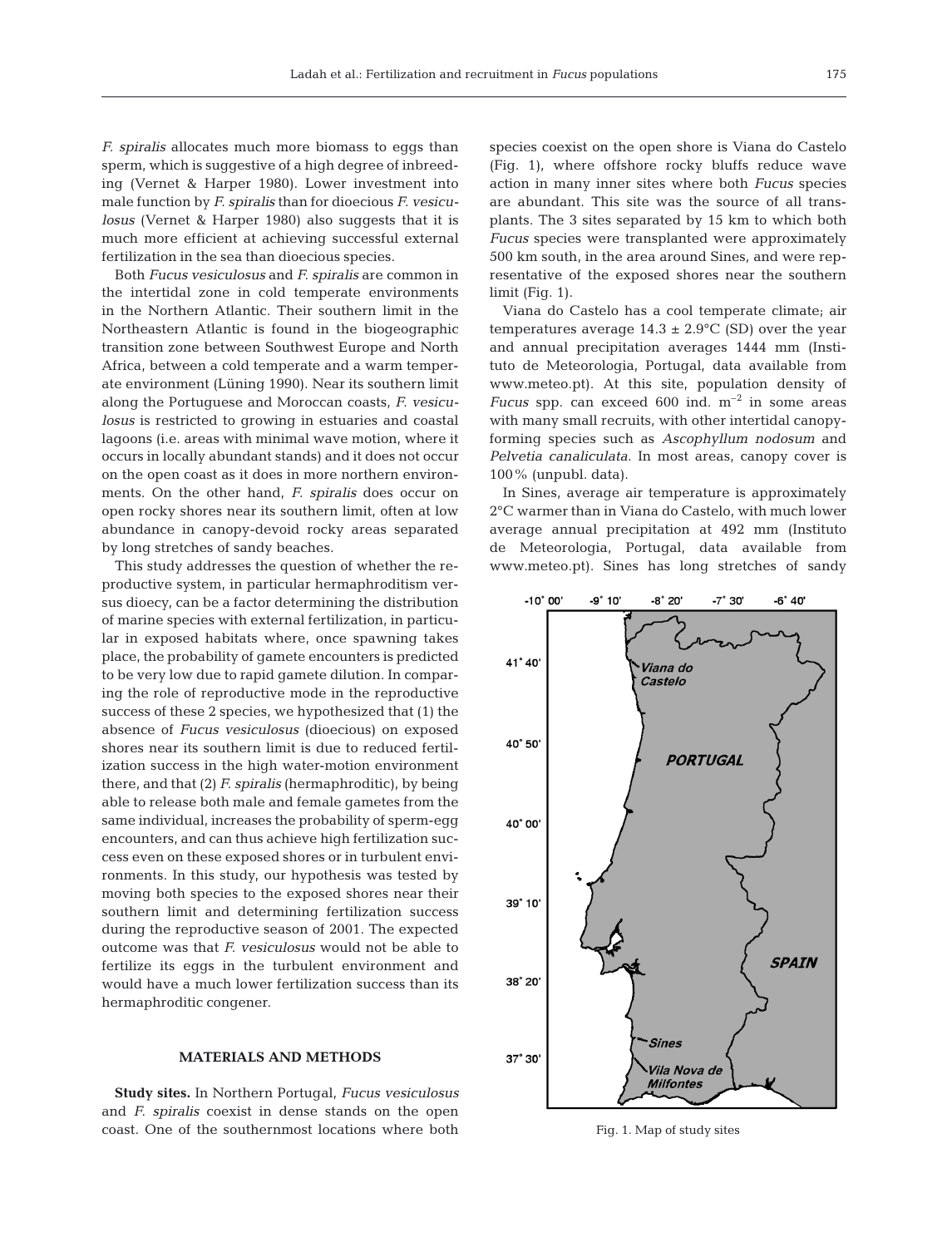*F. spiralis* allocates much more biomass to eggs than sperm, which is suggestive of a high degree of inbreeding (Vernet & Harper 1980). Lower investment into male function by *F. spiralis* than for dioecious *F. vesiculosus* (Vernet & Harper 1980) also suggests that it is much more efficient at achieving successful external fertilization in the sea than dioecious species.

Both *Fucus vesiculosus* and *F. spiralis* are common in the intertidal zone in cold temperate environments in the Northern Atlantic. Their southern limit in the Northeastern Atlantic is found in the biogeographic transition zone between Southwest Europe and North Africa, between a cold temperate and a warm temperate environment (Lüning 1990). Near its southern limit along the Portuguese and Moroccan coasts, *F. vesiculosus* is restricted to growing in estuaries and coastal lagoons (i.e. areas with minimal wave motion, where it occurs in locally abundant stands) and it does not occur on the open coast as it does in more northern environments. On the other hand, *F. spiralis* does occur on open rocky shores near its southern limit, often at low abundance in canopy-devoid rocky areas separated by long stretches of sandy beaches.

This study addresses the question of whether the reproductive system, in particular hermaphroditism versus dioecy, can be a factor determining the distribution of marine species with external fertilization, in particular in exposed habitats where, once spawning takes place, the probability of gamete encounters is predicted to be very low due to rapid gamete dilution. In comparing the role of reproductive mode in the reproductive success of these 2 species, we hypothesized that (1) the absence of *Fucus vesiculosus* (dioecious) on exposed shores near its southern limit is due to reduced fertilization success in the high water-motion environment there, and that (2) *F. spiralis* (hermaphroditic), by being able to release both male and female gametes from the same individual, increases the probability of sperm-egg encounters, and can thus achieve high fertilization success even on these exposed shores or in turbulent environments. In this study, our hypothesis was tested by moving both species to the exposed shores near their southern limit and determining fertilization success during the reproductive season of 2001. The expected outcome was that *F. vesiculosus* would not be able to fertilize its eggs in the turbulent environment and would have a much lower fertilization success than its hermaphroditic congener.

## MATERIALS AND METHODS

**Study sites.** In Northern Portugal, *Fucus vesiculosus* and *F. spiralis* coexist in dense stands on the open coast. One of the southernmost locations where both species coexist on the open shore is Viana do Castelo (Fig. 1), where offshore rocky bluffs reduce wave action in many inner sites where both *Fucus* species are abundant. This site was the source of all transplants. The 3 sites separated by 15 km to which both *Fucus* species were transplanted were approximately 500 km south, in the area around Sines, and were representative of the exposed shores near the southern limit (Fig. 1).

Viana do Castelo has a cool temperate climate; air temperatures average $14.3 \pm 2.9$°C (SD) over the year and annual precipitation averages 1444 mm (Instituto de Meteorologia, Portugal, data available from www.meteo.pt). At this site, population density of *Fucus* spp. can exceed 600 ind. m$^{-2}$ in some areas with many small recruits, with other intertidal canopy-forming species such as *Ascophyllum nodosum* and *Pelvetia canaliculata*. In most areas, canopy cover is 100% (unpubl. data).

In Sines, average air temperature is approximately 2°C warmer than in Viana do Castelo, with much lower average annual precipitation at 492 mm (Instituto de Meteorologia, Portugal, data available from www.meteo.pt). Sines has long stretches of sandy

Fig. 1. Map of study sites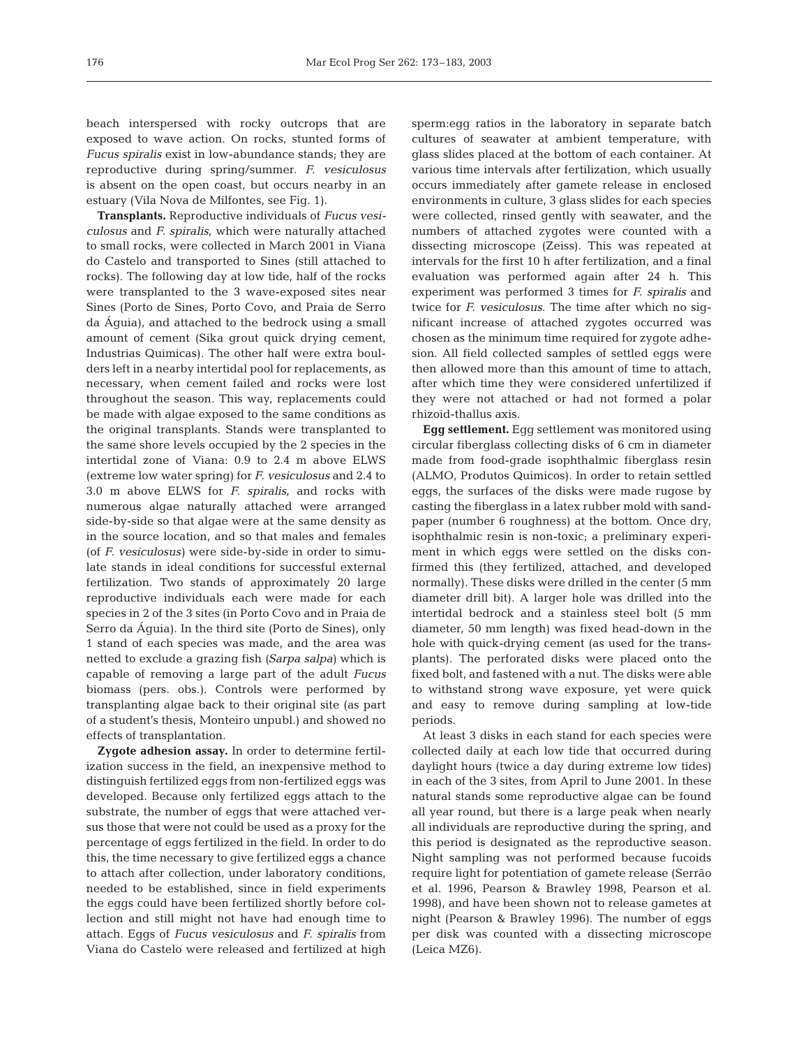beach interspersed with rocky outcrops that are exposed to wave action. On rocks, stunted forms of *Fucus spiralis* exist in low-abundance stands; they are reproductive during spring/summer. *F. vesiculosus* is absent on the open coast, but occurs nearby in an estuary (Vila Nova de Milfontes, see Fig. 1).

**Transplants.** Reproductive individuals of *Fucus vesiculosus* and *F. spiralis*, which were naturally attached to small rocks, were collected in March 2001 in Viana do Castelo and transported to Sines (still attached to rocks). The following day at low tide, half of the rocks were transplanted to the 3 wave-exposed sites near Sines (Porto de Sines, Porto Covo, and Praia de Serro da Águia), and attached to the bedrock using a small amount of cement (Sika grout quick drying cement, Industrias Quimicas). The other half were extra boulders left in a nearby intertidal pool for replacements, as necessary, when cement failed and rocks were lost throughout the season. This way, replacements could be made with algae exposed to the same conditions as the original transplants. Stands were transplanted to the same shore levels occupied by the 2 species in the intertidal zone of Viana: 0.9 to 2.4 m above ELWS (extreme low water spring) for *F. vesiculosus* and 2.4 to 3.0 m above ELWS for *F. spiralis*, and rocks with numerous algae naturally attached were arranged side-by-side so that algae were at the same density as in the source location, and so that males and females (of *F. vesiculosus*) were side-by-side in order to simulate stands in ideal conditions for successful external fertilization. Two stands of approximately 20 large reproductive individuals each were made for each species in 2 of the 3 sites (in Porto Covo and in Praia de Serro da Águia). In the third site (Porto de Sines), only 1 stand of each species was made, and the area was netted to exclude a grazing fish (*Sarpa salpa*) which is capable of removing a large part of the adult *Fucus* biomass (pers. obs.). Controls were performed by transplanting algae back to their original site (as part of a student's thesis, Monteiro unpubl.) and showed no effects of transplantation.

**Zygote adhesion assay.** In order to determine fertilization success in the field, an inexpensive method to distinguish fertilized eggs from non-fertilized eggs was developed. Because only fertilized eggs attach to the substrate, the number of eggs that were attached versus those that were not could be used as a proxy for the percentage of eggs fertilized in the field. In order to do this, the time necessary to give fertilized eggs a chance to attach after collection, under laboratory conditions, needed to be established, since in field experiments the eggs could have been fertilized shortly before collection and still might not have had enough time to attach. Eggs of *Fucus vesiculosus* and *F. spiralis* from Viana do Castelo were released and fertilized at high sperm:egg ratios in the laboratory in separate batch cultures of seawater at ambient temperature, with glass slides placed at the bottom of each container. At various time intervals after fertilization, which usually occurs immediately after gamete release in enclosed environments in culture, 3 glass slides for each species were collected, rinsed gently with seawater, and the numbers of attached zygotes were counted with a dissecting microscope (Zeiss). This was repeated at intervals for the first 10 h after fertilization, and a final evaluation was performed again after 24 h. This experiment was performed 3 times for *F. spiralis* and twice for *F. vesiculosus*. The time after which no significant increase of attached zygotes occurred was chosen as the minimum time required for zygote adhesion. All field collected samples of settled eggs were then allowed more than this amount of time to attach, after which time they were considered unfertilized if they were not attached or had not formed a polar rhizoid-thallus axis.

**Egg settlement.** Egg settlement was monitored using circular fiberglass collecting disks of 6 cm in diameter made from food-grade isophthalmic fiberglass resin (ALMO, Produtos Quimicos). In order to retain settled eggs, the surfaces of the disks were made rugose by casting the fiberglass in a latex rubber mold with sandpaper (number 6 roughness) at the bottom. Once dry, isophthalmic resin is non-toxic; a preliminary experiment in which eggs were settled on the disks confirmed this (they fertilized, attached, and developed normally). These disks were drilled in the center (5 mm diameter drill bit). A larger hole was drilled into the intertidal bedrock and a stainless steel bolt (5 mm diameter, 50 mm length) was fixed head-down in the hole with quick-drying cement (as used for the transplants). The perforated disks were placed onto the fixed bolt, and fastened with a nut. The disks were able to withstand strong wave exposure, yet were quick and easy to remove during sampling at low-tide periods.

At least 3 disks in each stand for each species were collected daily at each low tide that occurred during daylight hours (twice a day during extreme low tides) in each of the 3 sites, from April to June 2001. In these natural stands some reproductive algae can be found all year round, but there is a large peak when nearly all individuals are reproductive during the spring, and this period is designated as the reproductive season. Night sampling was not performed because fucoids require light for potentiation of gamete release (Serrão et al. 1996, Pearson & Brawley 1998, Pearson et al. 1998), and have been shown not to release gametes at night (Pearson & Brawley 1996). The number of eggs per disk was counted with a dissecting microscope (Leica MZ6).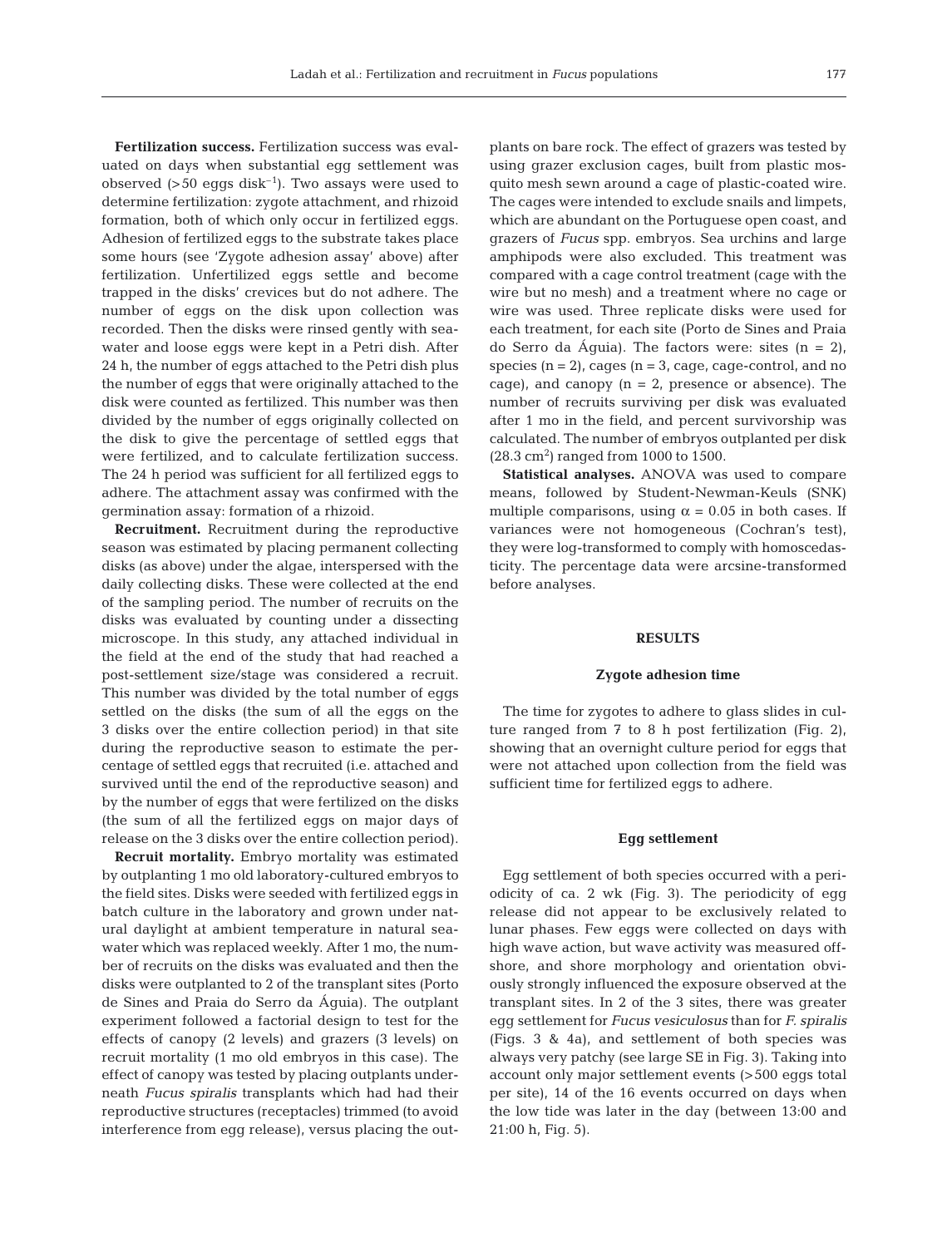**Fertilization success.** Fertilization success was evaluated on days when substantial egg settlement was observed (>50 eggs disk$^{-1}$). Two assays were used to determine fertilization: zygote attachment, and rhizoid formation, both of which only occur in fertilized eggs. Adhesion of fertilized eggs to the substrate takes place some hours (see 'Zygote adhesion assay' above) after fertilization. Unfertilized eggs settle and become trapped in the disks' crevices but do not adhere. The number of eggs on the disk upon collection was recorded. Then the disks were rinsed gently with seawater and loose eggs were kept in a Petri dish. After 24 h, the number of eggs attached to the Petri dish plus the number of eggs that were originally attached to the disk were counted as fertilized. This number was then divided by the number of eggs originally collected on the disk to give the percentage of settled eggs that were fertilized, and to calculate fertilization success. The 24 h period was sufficient for all fertilized eggs to adhere. The attachment assay was confirmed with the germination assay: formation of a rhizoid.

**Recruitment.** Recruitment during the reproductive season was estimated by placing permanent collecting disks (as above) under the algae, interspersed with the daily collecting disks. These were collected at the end of the sampling period. The number of recruits on the disks was evaluated by counting under a dissecting microscope. In this study, any attached individual in the field at the end of the study that had reached a post-settlement size/stage was considered a recruit. This number was divided by the total number of eggs settled on the disks (the sum of all the eggs on the 3 disks over the entire collection period) in that site during the reproductive season to estimate the percentage of settled eggs that recruited (i.e. attached and survived until the end of the reproductive season) and by the number of eggs that were fertilized on the disks (the sum of all the fertilized eggs on major days of release on the 3 disks over the entire collection period).

**Recruit mortality.** Embryo mortality was estimated by outplanting 1 mo old laboratory-cultured embryos to the field sites. Disks were seeded with fertilized eggs in batch culture in the laboratory and grown under natural daylight at ambient temperature in natural seawater which was replaced weekly. After 1 mo, the number of recruits on the disks was evaluated and then the disks were outplanted to 2 of the transplant sites (Porto de Sines and Praia do Serro da Águia). The outplant experiment followed a factorial design to test for the effects of canopy (2 levels) and grazers (3 levels) on recruit mortality (1 mo old embryos in this case). The effect of canopy was tested by placing outplants underneath *Fucus spiralis* transplants which had had their reproductive structures (receptacles) trimmed (to avoid interference from egg release), versus placing the outplants on bare rock. The effect of grazers was tested by using grazer exclusion cages, built from plastic mosquito mesh sewn around a cage of plastic-coated wire. The cages were intended to exclude snails and limpets, which are abundant on the Portuguese open coast, and grazers of *Fucus* spp. embryos. Sea urchins and large amphipods were also excluded. This treatment was compared with a cage control treatment (cage with the wire but no mesh) and a treatment where no cage or wire was used. Three replicate disks were used for each treatment, for each site (Porto de Sines and Praia do Serro da Águia). The factors were: sites (n = 2), species (n = 2), cages (n = 3, cage, cage-control, and no cage), and canopy (n = 2, presence or absence). The number of recruits surviving per disk was evaluated after 1 mo in the field, and percent survivorship was calculated. The number of embryos outplanted per disk (28.3 cm$^2$) ranged from 1000 to 1500.

**Statistical analyses.** ANOVA was used to compare means, followed by Student-Newman-Keuls (SNK) multiple comparisons, using $\alpha = 0.05$ in both cases. If variances were not homogeneous (Cochran's test), they were log-transformed to comply with homoscedasticity. The percentage data were arcsine-transformed before analyses.

## RESULTS

### Zygote adhesion time

The time for zygotes to adhere to glass slides in culture ranged from 7 to 8 h post fertilization (Fig. 2), showing that an overnight culture period for eggs that were not attached upon collection from the field was sufficient time for fertilized eggs to adhere.

### Egg settlement

Egg settlement of both species occurred with a periodicity of ca. 2 wk (Fig. 3). The periodicity of egg release did not appear to be exclusively related to lunar phases. Few eggs were collected on days with high wave action, but wave activity was measured offshore, and shore morphology and orientation obviously strongly influenced the exposure observed at the transplant sites. In 2 of the 3 sites, there was greater egg settlement for *Fucus vesiculosus* than for *F. spiralis* (Figs. 3 & 4a), and settlement of both species was always very patchy (see large SE in Fig. 3). Taking into account only major settlement events (>500 eggs total per site), 14 of the 16 events occurred on days when the low tide was later in the day (between 13:00 and 21:00 h, Fig. 5).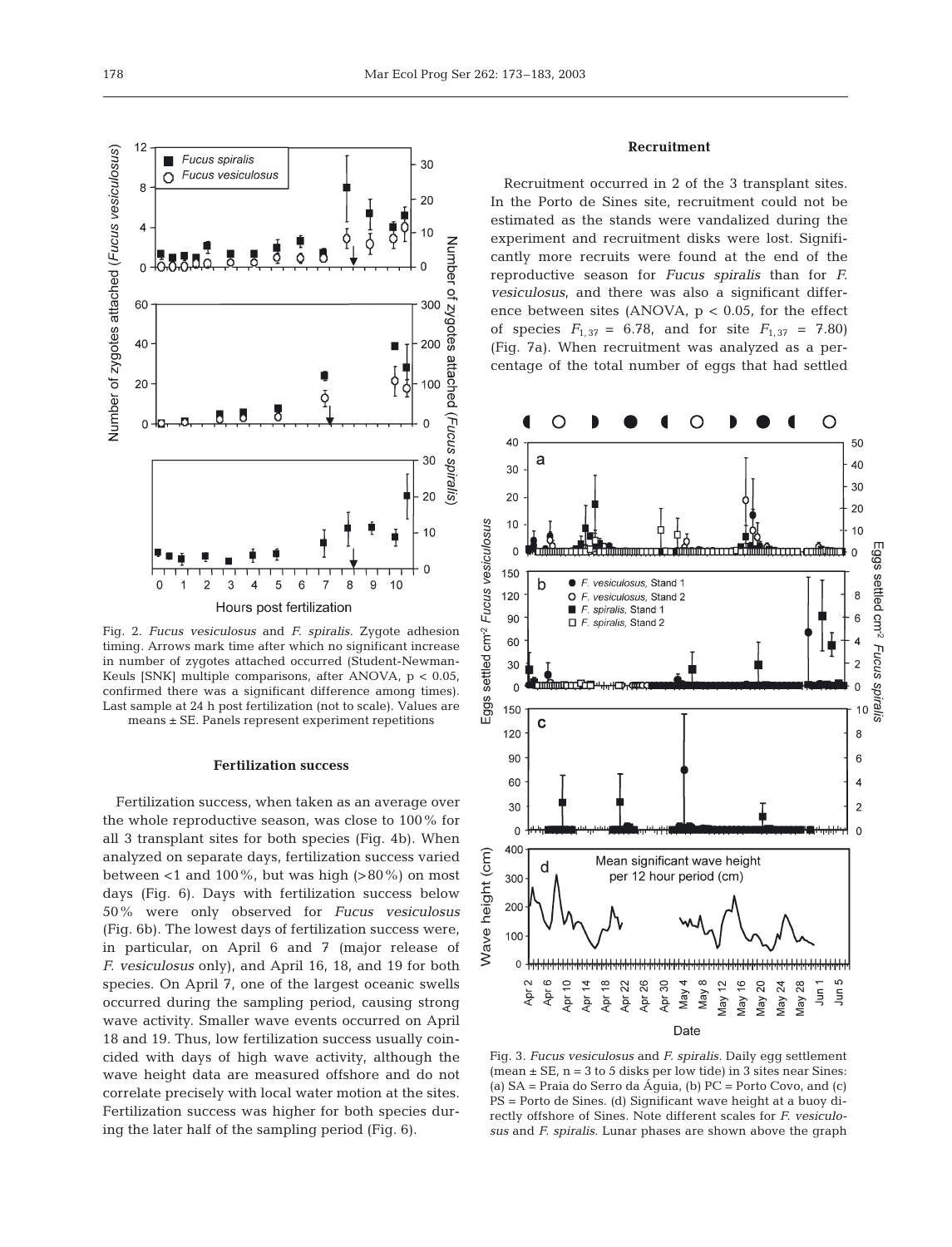Fig. 2. *Fucus vesiculosus* and *F. spiralis*. Zygote adhesion timing. Arrows mark time after which no significant increase in number of zygotes attached occurred (Student-Newman-Keuls [SNK] multiple comparisons, after ANOVA, $p < 0.05$, confirmed there was a significant difference among times). Last sample at 24 h post fertilization (not to scale). Values are means ± SE. Panels represent experiment repetitions

### Fertilization success

Fertilization success, when taken as an average over the whole reproductive season, was close to 100% for all 3 transplant sites for both species (Fig. 4b). When analyzed on separate days, fertilization success varied between <1 and 100%, but was high (>80%) on most days (Fig. 6). Days with fertilization success below 50% were only observed for *Fucus vesiculosus* (Fig. 6b). The lowest days of fertilization success were, in particular, on April 6 and 7 (major release of *F. vesiculosus* only), and April 16, 18, and 19 for both species. On April 7, one of the largest oceanic swells occurred during the sampling period, causing strong wave activity. Smaller wave events occurred on April 18 and 19. Thus, low fertilization success usually coincided with days of high wave activity, although the wave height data are measured offshore and do not correlate precisely with local water motion at the sites. Fertilization success was higher for both species during the later half of the sampling period (Fig. 6).

### Recruitment

Recruitment occurred in 2 of the 3 transplant sites. In the Porto de Sines site, recruitment could not be estimated as the stands were vandalized during the experiment and recruitment disks were lost. Significantly more recruits were found at the end of the reproductive season for *Fucus spiralis* than for *F. vesiculosus*, and there was also a significant difference between sites (ANOVA, $p < 0.05$, for the effect of species $F_{1,37} = 6.78$, and for site $F_{1,37} = 7.80$) (Fig. 7a). When recruitment was analyzed as a percentage of the total number of eggs that had settled

Fig. 3. *Fucus vesiculosus* and *F. spiralis*. Daily egg settlement (mean ± SE, n = 3 to 5 disks per low tide) in 3 sites near Sines: (a) SA = Praia do Serro da Águia, (b) PC = Porto Covo, and (c) PS = Porto de Sines. (d) Significant wave height at a buoy directly offshore of Sines. Note different scales for *F. vesiculosus* and *F. spiralis*. Lunar phases are shown above the graph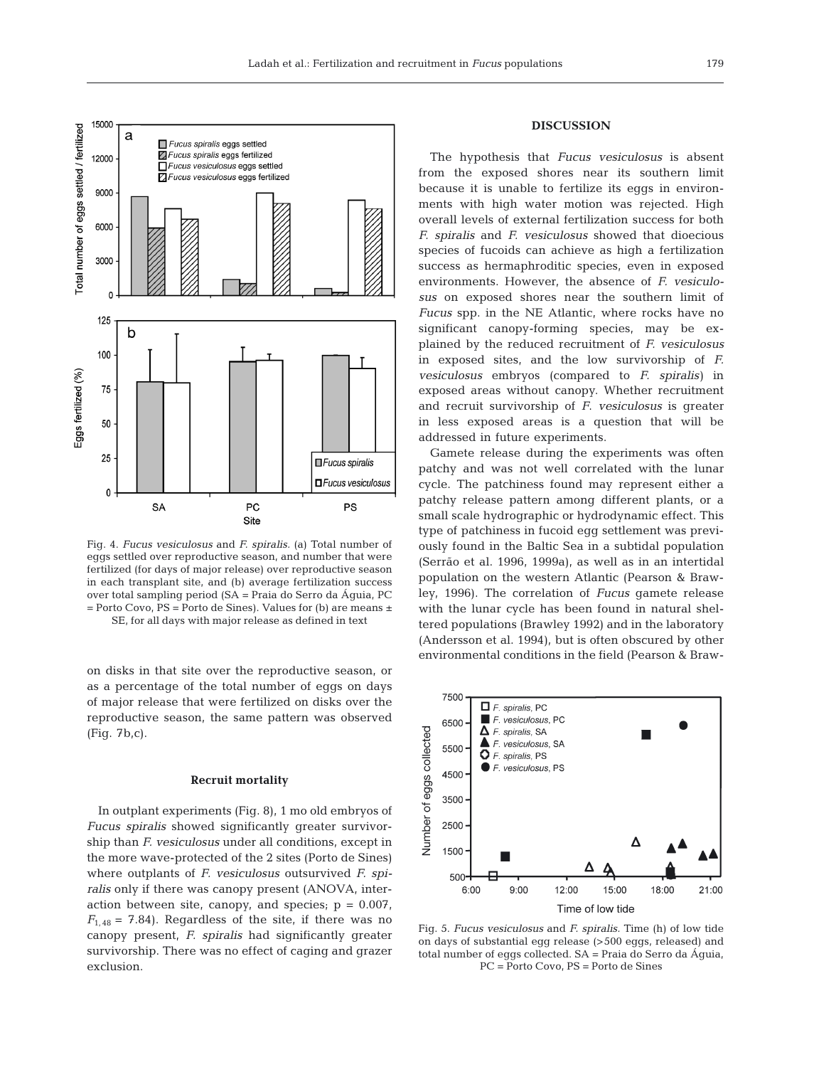on disks in that site over the reproductive season, or as a percentage of the total number of eggs on days of major release that were fertilized on disks over the reproductive season, the same pattern was observed (Fig. 7b,c).

### Recruit mortality

In outplant experiments (Fig. 8), 1 mo old embryos of *Fucus spiralis* showed significantly greater survivorship than *F. vesiculosus* under all conditions, except in the more wave-protected of the 2 sites (Porto de Sines) where outplants of *F. vesiculosus* outsurvived *F. spiralis* only if there was canopy present (ANOVA, interaction between site, canopy, and species; $p = 0.007$, $F_{1,48} = 7.84$). Regardless of the site, if there was no canopy present, *F. spiralis* had significantly greater survivorship. There was no effect of caging and grazer exclusion.

Fig. 4. *Fucus vesiculosus* and *F. spiralis*. (a) Total number of eggs settled over reproductive season, and number that were fertilized (for days of major release) over reproductive season in each transplant site, and (b) average fertilization success over total sampling period (SA = Praia do Serro da Águia, PC = Porto Covo, PS = Porto de Sines). Values for (b) are means ± SE, for all days with major release as defined in text

## DISCUSSION

The hypothesis that *Fucus vesiculosus* is absent from the exposed shores near its southern limit because it is unable to fertilize its eggs in environments with high water motion was rejected. High overall levels of external fertilization success for both *F. spiralis* and *F. vesiculosus* showed that dioecious species of fucoids can achieve as high a fertilization success as hermaphroditic species, even in exposed environments. However, the absence of *F. vesiculosus* on exposed shores near the southern limit of *Fucus* spp. in the NE Atlantic, where rocks have no significant canopy-forming species, may be explained by the reduced recruitment of *F. vesiculosus* in exposed sites, and the low survivorship of *F. vesiculosus* embryos (compared to *F. spiralis*) in exposed areas without canopy. Whether recruitment and recruit survivorship of *F. vesiculosus* is greater in less exposed areas is a question that will be addressed in future experiments.

Gamete release during the experiments was often patchy and was not well correlated with the lunar cycle. The patchiness found may represent either a patchy release pattern among different plants, or a small scale hydrographic or hydrodynamic effect. This type of patchiness in fucoid egg settlement was previously found in the Baltic Sea in a subtidal population (Serrão et al. 1996, 1999a), as well as in an intertidal population on the western Atlantic (Pearson & Brawley, 1996). The correlation of *Fucus* gamete release with the lunar cycle has been found in natural sheltered populations (Brawley 1992) and in the laboratory (Andersson et al. 1994), but is often obscured by other environmental conditions in the field (Pearson & Braw-

Fig. 5. *Fucus vesiculosus* and *F. spiralis*. Time (h) of low tide on days of substantial egg release (>500 eggs, released) and total number of eggs collected. SA = Praia do Serro da Águia, PC = Porto Covo, PS = Porto de Sines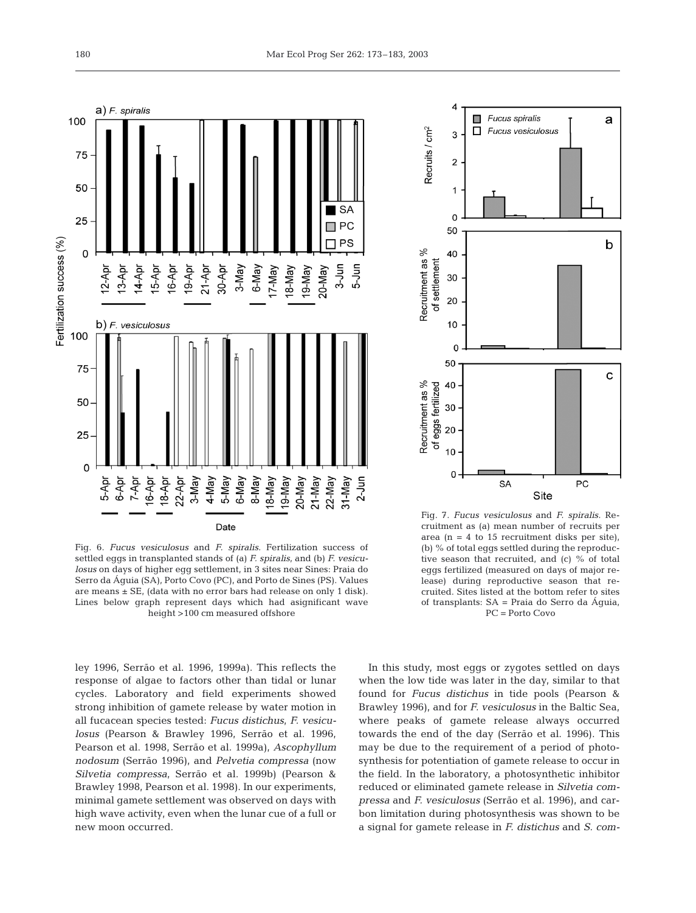Fig. 6. *Fucus vesiculosus* and *F. spiralis*. Fertilization success of settled eggs in transplanted stands of (a) *F. spiralis*, and (b) *F. vesiculosus* on days of higher egg settlement, in 3 sites near Sines: Praia do Serro da Águia (SA), Porto Covo (PC), and Porto de Sines (PS). Values are means ± SE, (data with no error bars had release on only 1 disk). Lines below graph represent days which had asignificant wave height >100 cm measured offshore

Fig. 7. *Fucus vesiculosus* and *F. spiralis*. Recruitment as (a) mean number of recruits per area (n = 4 to 15 recruitment disks per site), (b) % of total eggs settled during the reproductive season that recruited, and (c) % of total eggs fertilized (measured on days of major release) during reproductive season that recruited. Sites listed at the bottom refer to sites of transplants: SA = Praia do Serro da Águia, PC = Porto Covo

ley 1996, Serrão et al. 1996, 1999a). This reflects the response of algae to factors other than tidal or lunar cycles. Laboratory and field experiments showed strong inhibition of gamete release by water motion in all fucacean species tested: *Fucus distichus*, *F. vesiculosus* (Pearson & Brawley 1996, Serrão et al. 1996, Pearson et al. 1998, Serrão et al. 1999a), *Ascophyllum nodosum* (Serrão 1996), and *Pelvetia compressa* (now *Silvetia compressa*, Serrão et al. 1999b) (Pearson & Brawley 1998, Pearson et al. 1998). In our experiments, minimal gamete settlement was observed on days with high wave activity, even when the lunar cue of a full or new moon occurred.

In this study, most eggs or zygotes settled on days when the low tide was later in the day, similar to that found for *Fucus distichus* in tide pools (Pearson & Brawley 1996), and for *F. vesiculosus* in the Baltic Sea, where peaks of gamete release always occurred towards the end of the day (Serrão et al. 1996). This may be due to the requirement of a period of photosynthesis for potentiation of gamete release to occur in the field. In the laboratory, a photosynthetic inhibitor reduced or eliminated gamete release in *Silvetia compressa* and *F. vesiculosus* (Serrão et al. 1996), and carbon limitation during photosynthesis was shown to be a signal for gamete release in *F. distichus* and *S. com-*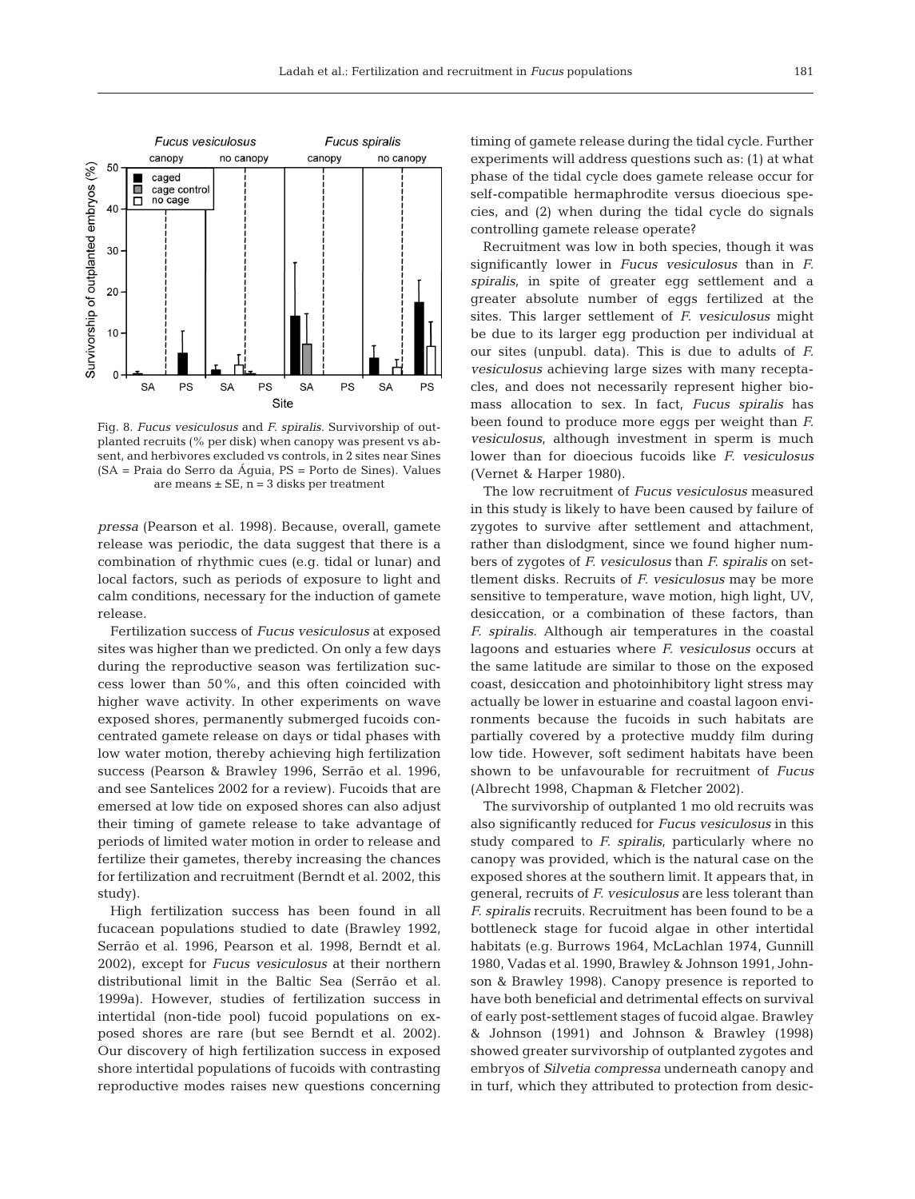Fig. 8. *Fucus vesiculosus* and *F. spiralis.* Survivorship of outplanted recruits (% per disk) when canopy was present vs absent, and herbivores excluded vs controls, in 2 sites near Sines (SA = Praia do Serro da Águia, PS = Porto de Sines). Values are means ± SE, n = 3 disks per treatment

*pressa* (Pearson et al. 1998). Because, overall, gamete release was periodic, the data suggest that there is a combination of rhythmic cues (e.g. tidal or lunar) and local factors, such as periods of exposure to light and calm conditions, necessary for the induction of gamete release.

Fertilization success of *Fucus vesiculosus* at exposed sites was higher than we predicted. On only a few days during the reproductive season was fertilization success lower than 50%, and this often coincided with higher wave activity. In other experiments on wave exposed shores, permanently submerged fucoids concentrated gamete release on days or tidal phases with low water motion, thereby achieving high fertilization success (Pearson & Brawley 1996, Serrão et al. 1996, and see Santelices 2002 for a review). Fucoids that are emersed at low tide on exposed shores can also adjust their timing of gamete release to take advantage of periods of limited water motion in order to release and fertilize their gametes, thereby increasing the chances for fertilization and recruitment (Berndt et al. 2002, this study).

High fertilization success has been found in all fucacean populations studied to date (Brawley 1992, Serrão et al. 1996, Pearson et al. 1998, Berndt et al. 2002), except for *Fucus vesiculosus* at their northern distributional limit in the Baltic Sea (Serrão et al. 1999a). However, studies of fertilization success in intertidal (non-tide pool) fucoid populations on exposed shores are rare (but see Berndt et al. 2002). Our discovery of high fertilization success in exposed shore intertidal populations of fucoids with contrasting reproductive modes raises new questions concerning timing of gamete release during the tidal cycle. Further experiments will address questions such as: (1) at what phase of the tidal cycle does gamete release occur for self-compatible hermaphrodite versus dioecious species, and (2) when during the tidal cycle do signals controlling gamete release operate?

Recruitment was low in both species, though it was significantly lower in *Fucus vesiculosus* than in *F. spiralis*, in spite of greater egg settlement and a greater absolute number of eggs fertilized at the sites. This larger settlement of *F. vesiculosus* might be due to its larger egg production per individual at our sites (unpubl. data). This is due to adults of *F. vesiculosus* achieving large sizes with many receptacles, and does not necessarily represent higher biomass allocation to sex. In fact, *Fucus spiralis* has been found to produce more eggs per weight than *F. vesiculosus*, although investment in sperm is much lower than for dioecious fucoids like *F. vesiculosus* (Vernet & Harper 1980).

The low recruitment of *Fucus vesiculosus* measured in this study is likely to have been caused by failure of zygotes to survive after settlement and attachment, rather than dislodgment, since we found higher numbers of zygotes of *F. vesiculosus* than *F. spiralis* on settlement disks. Recruits of *F. vesiculosus* may be more sensitive to temperature, wave motion, high light, UV, desiccation, or a combination of these factors, than *F. spiralis.* Although air temperatures in the coastal lagoons and estuaries where *F. vesiculosus* occurs at the same latitude are similar to those on the exposed coast, desiccation and photoinhibitory light stress may actually be lower in estuarine and coastal lagoon environments because the fucoids in such habitats are partially covered by a protective muddy film during low tide. However, soft sediment habitats have been shown to be unfavourable for recruitment of *Fucus* (Albrecht 1998, Chapman & Fletcher 2002).

The survivorship of outplanted 1 mo old recruits was also significantly reduced for *Fucus vesiculosus* in this study compared to *F. spiralis*, particularly where no canopy was provided, which is the natural case on the exposed shores at the southern limit. It appears that, in general, recruits of *F. vesiculosus* are less tolerant than *F. spiralis* recruits. Recruitment has been found to be a bottleneck stage for fucoid algae in other intertidal habitats (e.g. Burrows 1964, McLachlan 1974, Gunnill 1980, Vadas et al. 1990, Brawley & Johnson 1991, Johnson & Brawley 1998). Canopy presence is reported to have both beneficial and detrimental effects on survival of early post-settlement stages of fucoid algae. Brawley & Johnson (1991) and Johnson & Brawley (1998) showed greater survivorship of outplanted zygotes and embryos of *Silvetia compressa* underneath canopy and in turf, which they attributed to protection from desic-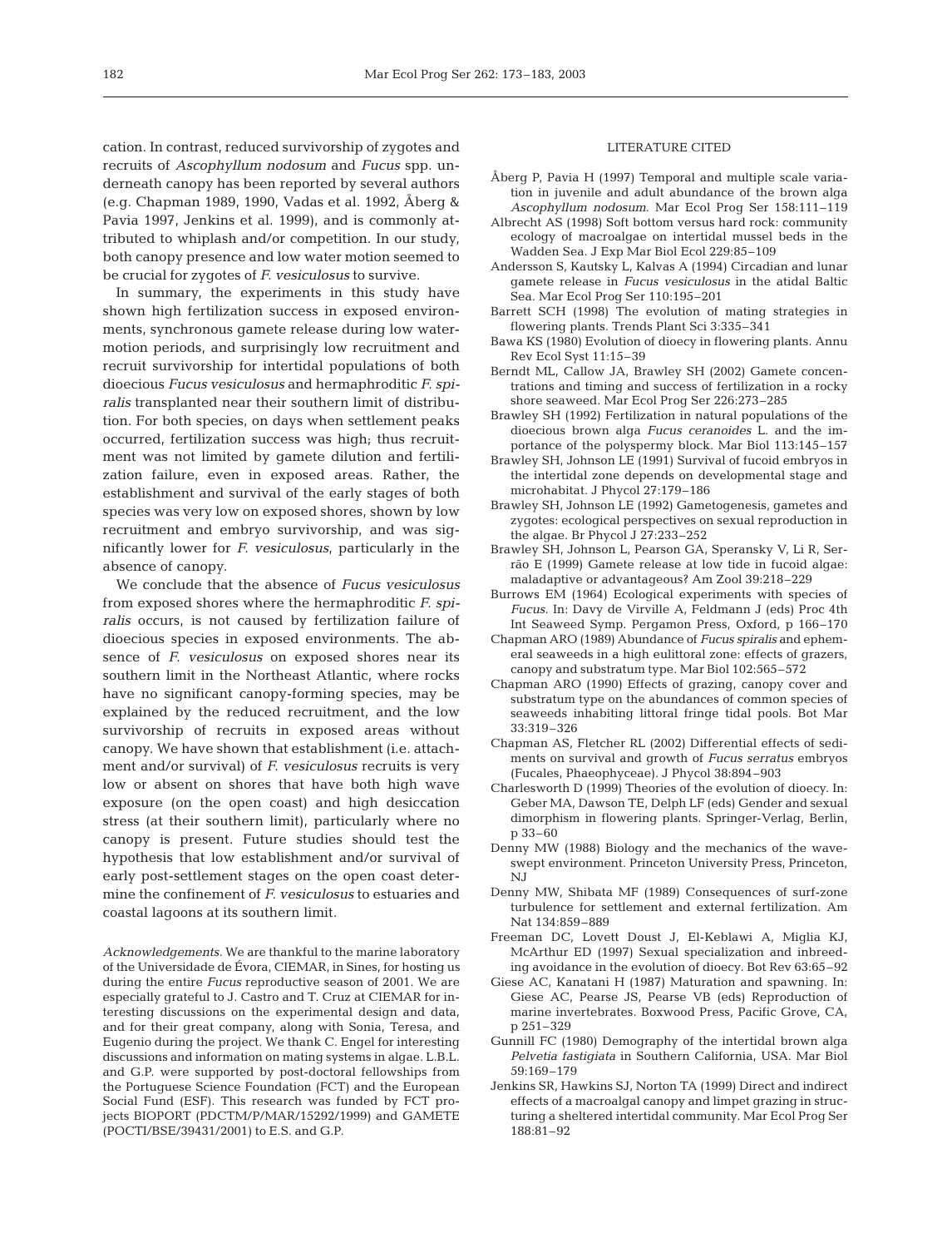cation. In contrast, reduced survivorship of zygotes and recruits of *Ascophyllum nodosum* and *Fucus* spp. underneath canopy has been reported by several authors (e.g. Chapman 1989, 1990, Vadas et al. 1992, Åberg & Pavia 1997, Jenkins et al. 1999), and is commonly attributed to whiplash and/or competition. In our study, both canopy presence and low water motion seemed to be crucial for zygotes of *F. vesiculosus* to survive.

In summary, the experiments in this study have shown high fertilization success in exposed environments, synchronous gamete release during low water-motion periods, and surprisingly low recruitment and recruit survivorship for intertidal populations of both dioecious *Fucus vesiculosus* and hermaphroditic *F. spiralis* transplanted near their southern limit of distribution. For both species, on days when settlement peaks occurred, fertilization success was high; thus recruitment was not limited by gamete dilution and fertilization failure, even in exposed areas. Rather, the establishment and survival of the early stages of both species was very low on exposed shores, shown by low recruitment and embryo survivorship, and was significantly lower for *F. vesiculosus*, particularly in the absence of canopy.

We conclude that the absence of *Fucus vesiculosus* from exposed shores where the hermaphroditic *F. spiralis* occurs, is not caused by fertilization failure of dioecious species in exposed environments. The absence of *F. vesiculosus* on exposed shores near its southern limit in the Northeast Atlantic, where rocks have no significant canopy-forming species, may be explained by the reduced recruitment, and the low survivorship of recruits in exposed areas without canopy. We have shown that establishment (i.e. attachment and/or survival) of *F. vesiculosus* recruits is very low or absent on shores that have both high wave exposure (on the open coast) and high desiccation stress (at their southern limit), particularly where no canopy is present. Future studies should test the hypothesis that low establishment and/or survival of early post-settlement stages on the open coast determine the confinement of *F. vesiculosus* to estuaries and coastal lagoons at its southern limit.

*Acknowledgements.* We are thankful to the marine laboratory of the Universidade de Évora, CIEMAR, in Sines, for hosting us during the entire *Fucus* reproductive season of 2001. We are especially grateful to J. Castro and T. Cruz at CIEMAR for interesting discussions on the experimental design and data, and for their great company, along with Sonia, Teresa, and Eugenio during the project. We thank C. Engel for interesting discussions and information on mating systems in algae. L.B.L. and G.P. were supported by post-doctoral fellowships from the Portuguese Science Foundation (FCT) and the European Social Fund (ESF). This research was funded by FCT projects BIOPORT (PDCTM/P/MAR/15292/1999) and GAMETE (POCTI/BSE/39431/2001) to E.S. and G.P.

## LITERATURE CITED

Åberg P, Pavia H (1997) Temporal and multiple scale variation in juvenile and adult abundance of the brown alga *Ascophyllum nodosum*. Mar Ecol Prog Ser 158:111–119

Albrecht AS (1998) Soft bottom versus hard rock: community ecology of macroalgae on intertidal mussel beds in the Wadden Sea. J Exp Mar Biol Ecol 229:85–109

Andersson S, Kautsky L, Kalvas A (1994) Circadian and lunar gamete release in *Fucus vesiculosus* in the atidal Baltic Sea. Mar Ecol Prog Ser 110:195–201

Barrett SCH (1998) The evolution of mating strategies in flowering plants. Trends Plant Sci 3:335–341

Bawa KS (1980) Evolution of dioecy in flowering plants. Annu Rev Ecol Syst 11:15–39

Berndt ML, Callow JA, Brawley SH (2002) Gamete concentrations and timing and success of fertilization in a rocky shore seaweed. Mar Ecol Prog Ser 226:273–285

Brawley SH (1992) Fertilization in natural populations of the dioecious brown alga *Fucus ceranoides* L. and the importance of the polyspermy block. Mar Biol 113:145–157

Brawley SH, Johnson LE (1991) Survival of fucoid embryos in the intertidal zone depends on developmental stage and microhabitat. J Phycol 27:179–186

Brawley SH, Johnson LE (1992) Gametogenesis, gametes and zygotes: ecological perspectives on sexual reproduction in the algae. Br Phycol J 27:233–252

Brawley SH, Johnson L, Pearson GA, Speransky V, Li R, Serrão E (1999) Gamete release at low tide in fucoid algae: maladaptive or advantageous? Am Zool 39:218–229

Burrows EM (1964) Ecological experiments with species of *Fucus*. In: Davy de Virville A, Feldmann J (eds) Proc 4th Int Seaweed Symp. Pergamon Press, Oxford, p 166–170

Chapman ARO (1989) Abundance of *Fucus spiralis* and ephemeral seaweeds in a high eulittoral zone: effects of grazers, canopy and substratum type. Mar Biol 102:565–572

Chapman ARO (1990) Effects of grazing, canopy cover and substratum type on the abundances of common species of seaweeds inhabiting littoral fringe tidal pools. Bot Mar 33:319–326

Chapman AS, Fletcher RL (2002) Differential effects of sediments on survival and growth of *Fucus serratus* embryos (Fucales, Phaeophyceae). J Phycol 38:894–903

Charlesworth D (1999) Theories of the evolution of dioecy. In: Geber MA, Dawson TE, Delph LF (eds) Gender and sexual dimorphism in flowering plants. Springer-Verlag, Berlin, p 33–60

Denny MW (1988) Biology and the mechanics of the wave-swept environment. Princeton University Press, Princeton, NJ

Denny MW, Shibata MF (1989) Consequences of surf-zone turbulence for settlement and external fertilization. Am Nat 134:859–889

Freeman DC, Lovett Doust J, El-Keblawi A, Miglia KJ, McArthur ED (1997) Sexual specialization and inbreeding avoidance in the evolution of dioecy. Bot Rev 63:65–92

Giese AC, Kanatani H (1987) Maturation and spawning. In: Giese AC, Pearse JS, Pearse VB (eds) Reproduction of marine invertebrates. Boxwood Press, Pacific Grove, CA, p 251–329

Gunnill FC (1980) Demography of the intertidal brown alga *Pelvetia fastigiata* in Southern California, USA. Mar Biol 59:169–179

Jenkins SR, Hawkins SJ, Norton TA (1999) Direct and indirect effects of a macroalgal canopy and limpet grazing in structuring a sheltered intertidal community. Mar Ecol Prog Ser 188:81–92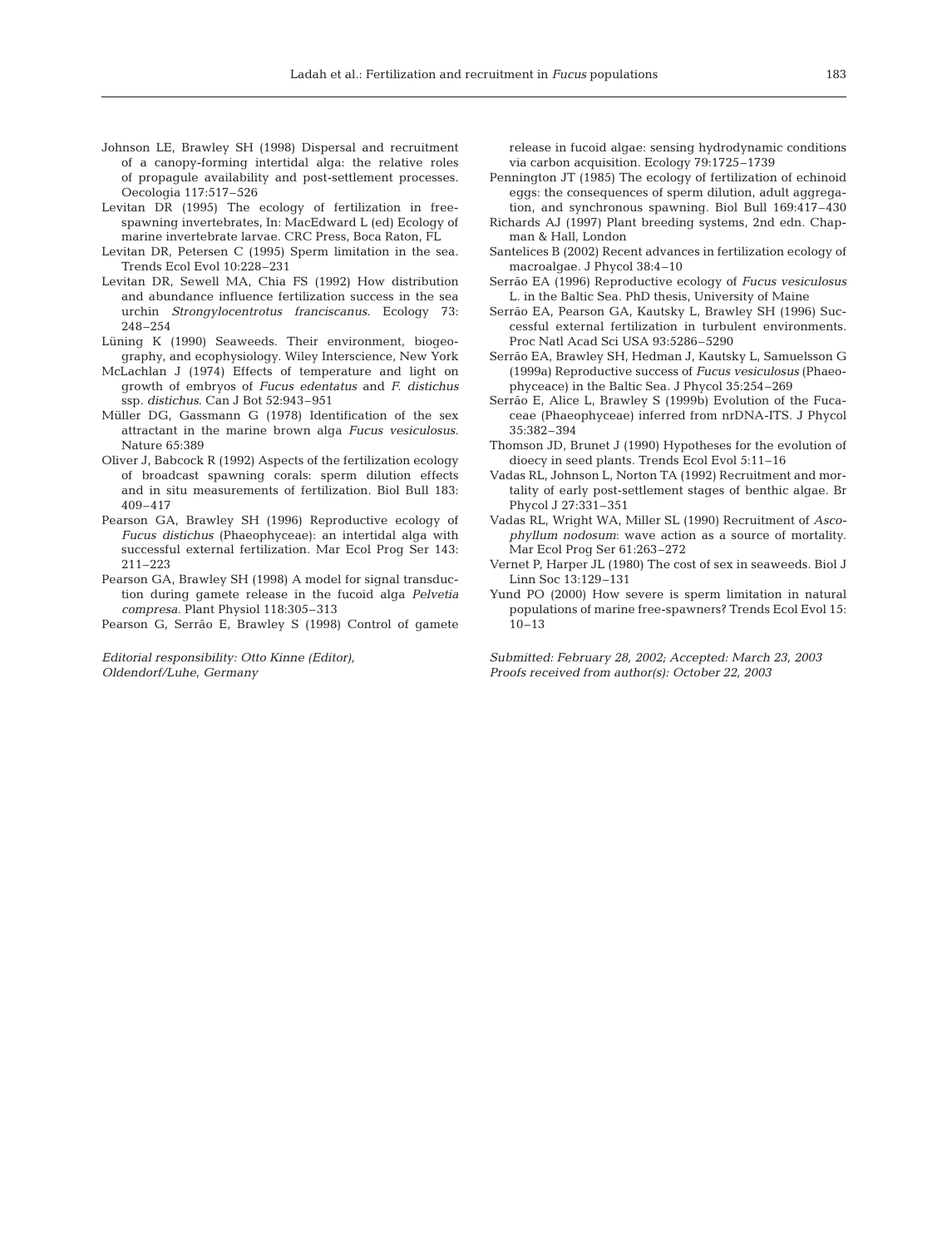Johnson LE, Brawley SH (1998) Dispersal and recruitment of a canopy-forming intertidal alga: the relative roles of propagule availability and post-settlement processes. Oecologia 117:517–526

Levitan DR (1995) The ecology of fertilization in free-spawning invertebrates, In: MacEdward L (ed) Ecology of marine invertebrate larvae. CRC Press, Boca Raton, FL

Levitan DR, Petersen C (1995) Sperm limitation in the sea. Trends Ecol Evol 10:228–231

Levitan DR, Sewell MA, Chia FS (1992) How distribution and abundance influence fertilization success in the sea urchin *Strongylocentrotus franciscanus*. Ecology 73: 248–254

Lüning K (1990) Seaweeds. Their environment, biogeography, and ecophysiology. Wiley Interscience, New York

McLachlan J (1974) Effects of temperature and light on growth of embryos of *Fucus edentatus* and *F. distichus* ssp. *distichus*. Can J Bot 52:943–951

Müller DG, Gassmann G (1978) Identification of the sex attractant in the marine brown alga *Fucus vesiculosus*. Nature 65:389

Oliver J, Babcock R (1992) Aspects of the fertilization ecology of broadcast spawning corals: sperm dilution effects and in situ measurements of fertilization. Biol Bull 183: 409–417

Pearson GA, Brawley SH (1996) Reproductive ecology of *Fucus distichus* (Phaeophyceae): an intertidal alga with successful external fertilization. Mar Ecol Prog Ser 143: 211–223

Pearson GA, Brawley SH (1998) A model for signal transduction during gamete release in the fucoid alga *Pelvetia compresa*. Plant Physiol 118:305–313

Pearson G, Serrão E, Brawley S (1998) Control of gamete release in fucoid algae: sensing hydrodynamic conditions via carbon acquisition. Ecology 79:1725–1739

Pennington JT (1985) The ecology of fertilization of echinoid eggs: the consequences of sperm dilution, adult aggregation, and synchronous spawning. Biol Bull 169:417–430

Richards AJ (1997) Plant breeding systems, 2nd edn. Chapman & Hall, London

Santelices B (2002) Recent advances in fertilization ecology of macroalgae. J Phycol 38:4–10

Serrão EA (1996) Reproductive ecology of *Fucus vesiculosus* L. in the Baltic Sea. PhD thesis, University of Maine

Serrão EA, Pearson GA, Kautsky L, Brawley SH (1996) Successful external fertilization in turbulent environments. Proc Natl Acad Sci USA 93:5286–5290

Serrão EA, Brawley SH, Hedman J, Kautsky L, Samuelsson G (1999a) Reproductive success of *Fucus vesiculosus* (Phaeophyceace) in the Baltic Sea. J Phycol 35:254–269

Serrão E, Alice L, Brawley S (1999b) Evolution of the Fucaceae (Phaeophyceae) inferred from nrDNA-ITS. J Phycol 35:382–394

Thomson JD, Brunet J (1990) Hypotheses for the evolution of dioecy in seed plants. Trends Ecol Evol 5:11–16

Vadas RL, Johnson L, Norton TA (1992) Recruitment and mortality of early post-settlement stages of benthic algae. Br Phycol J 27:331–351

Vadas RL, Wright WA, Miller SL (1990) Recruitment of *Ascophyllum nodosum*: wave action as a source of mortality. Mar Ecol Prog Ser 61:263–272

Vernet P, Harper JL (1980) The cost of sex in seaweeds. Biol J Linn Soc 13:129–131

Yund PO (2000) How severe is sperm limitation in natural populations of marine free-spawners? Trends Ecol Evol 15: 10–13

*Editorial responsibility: Otto Kinne (Editor), Oldendorf/Luhe, Germany*

*Submitted: February 28, 2002; Accepted: March 23, 2003*
*Proofs received from author(s): October 22, 2003*